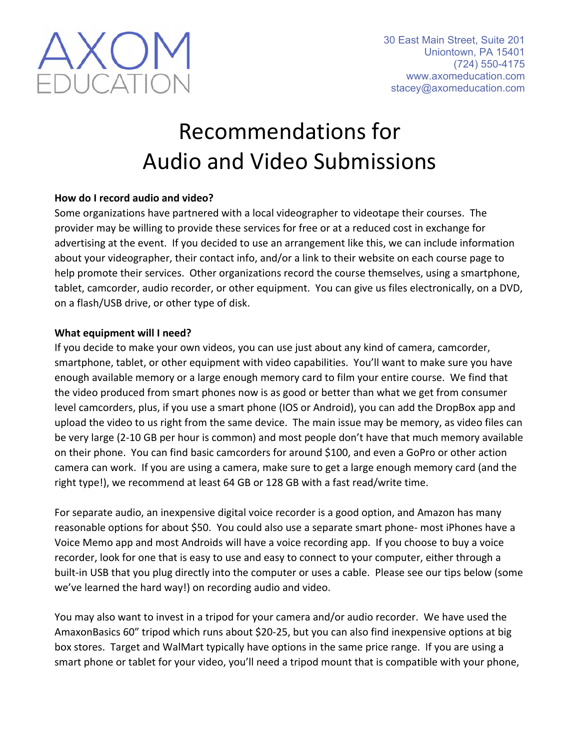AXOM
EDUCATION

30 East Main Street, Suite 201
Uniontown, PA 15401
(724) 550-4175
www.axomeducation.com
stacey@axomeducation.com

# Recommendations for Audio and Video Submissions

**How do I record audio and video?**
Some organizations have partnered with a local videographer to videotape their courses. The provider may be willing to provide these services for free or at a reduced cost in exchange for advertising at the event. If you decided to use an arrangement like this, we can include information about your videographer, their contact info, and/or a link to their website on each course page to help promote their services. Other organizations record the course themselves, using a smartphone, tablet, camcorder, audio recorder, or other equipment. You can give us files electronically, on a DVD, on a flash/USB drive, or other type of disk.

**What equipment will I need?**
If you decide to make your own videos, you can use just about any kind of camera, camcorder, smartphone, tablet, or other equipment with video capabilities. You'll want to make sure you have enough available memory or a large enough memory card to film your entire course. We find that the video produced from smart phones now is as good or better than what we get from consumer level camcorders, plus, if you use a smart phone (IOS or Android), you can add the DropBox app and upload the video to us right from the same device. The main issue may be memory, as video files can be very large (2-10 GB per hour is common) and most people don't have that much memory available on their phone. You can find basic camcorders for around $100, and even a GoPro or other action camera can work. If you are using a camera, make sure to get a large enough memory card (and the right type!), we recommend at least 64 GB or 128 GB with a fast read/write time.

For separate audio, an inexpensive digital voice recorder is a good option, and Amazon has many reasonable options for about $50. You could also use a separate smart phone- most iPhones have a Voice Memo app and most Androids will have a voice recording app. If you choose to buy a voice recorder, look for one that is easy to use and easy to connect to your computer, either through a built-in USB that you plug directly into the computer or uses a cable. Please see our tips below (some we've learned the hard way!) on recording audio and video.

You may also want to invest in a tripod for your camera and/or audio recorder. We have used the AmaxonBasics 60" tripod which runs about $20-25, but you can also find inexpensive options at big box stores. Target and WalMart typically have options in the same price range. If you are using a smart phone or tablet for your video, you'll need a tripod mount that is compatible with your phone,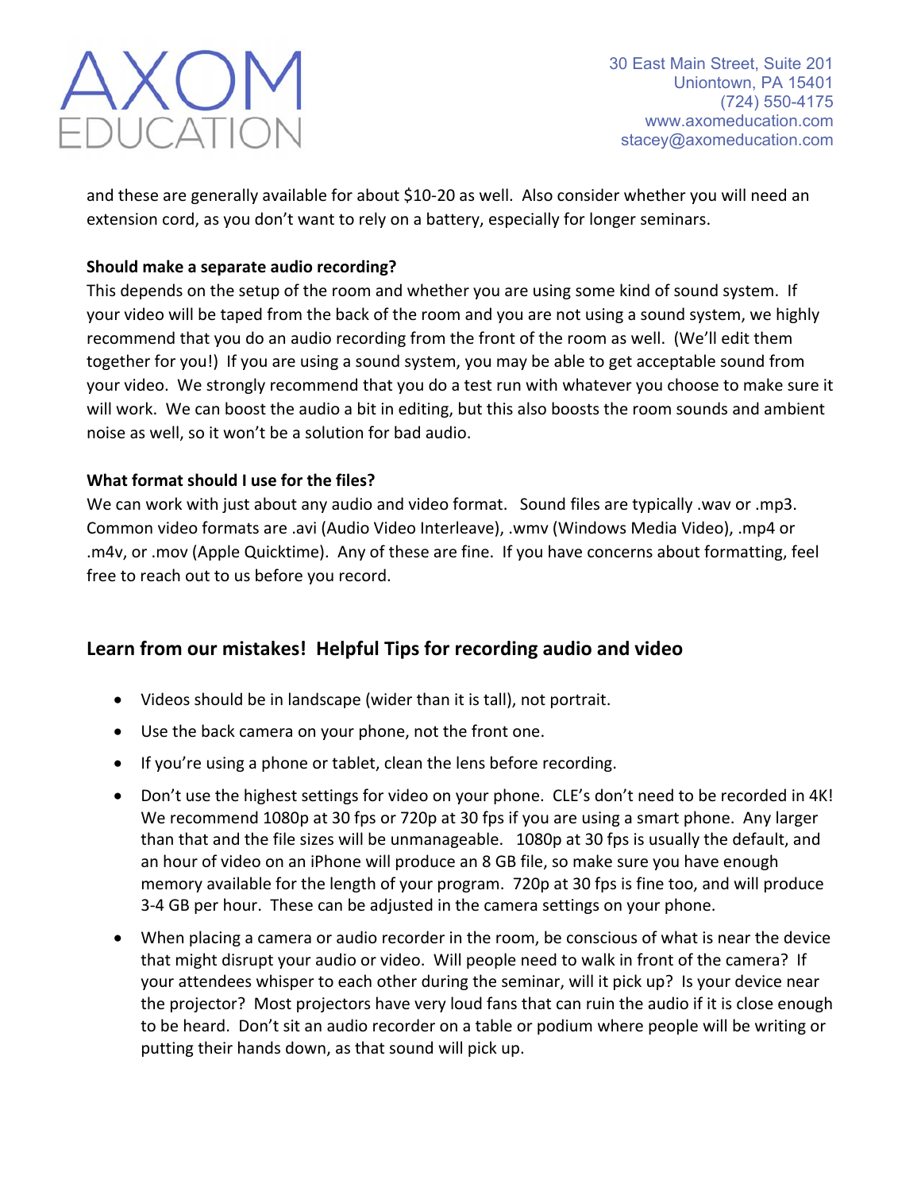and these are generally available for about $10-20 as well. Also consider whether you will need an extension cord, as you don't want to rely on a battery, especially for longer seminars.

**Should make a separate audio recording?**

This depends on the setup of the room and whether you are using some kind of sound system. If your video will be taped from the back of the room and you are not using a sound system, we highly recommend that you do an audio recording from the front of the room as well. (We'll edit them together for you!) If you are using a sound system, you may be able to get acceptable sound from your video. We strongly recommend that you do a test run with whatever you choose to make sure it will work. We can boost the audio a bit in editing, but this also boosts the room sounds and ambient noise as well, so it won't be a solution for bad audio.

**What format should I use for the files?**

We can work with just about any audio and video format. Sound files are typically .wav or .mp3. Common video formats are .avi (Audio Video Interleave), .wmv (Windows Media Video), .mp4 or .m4v, or .mov (Apple Quicktime). Any of these are fine. If you have concerns about formatting, feel free to reach out to us before you record.

## Learn from our mistakes! Helpful Tips for recording audio and video

- Videos should be in landscape (wider than it is tall), not portrait.
- Use the back camera on your phone, not the front one.
- If you're using a phone or tablet, clean the lens before recording.
- Don't use the highest settings for video on your phone. CLE's don't need to be recorded in 4K! We recommend 1080p at 30 fps or 720p at 30 fps if you are using a smart phone. Any larger than that and the file sizes will be unmanageable. 1080p at 30 fps is usually the default, and an hour of video on an iPhone will produce an 8 GB file, so make sure you have enough memory available for the length of your program. 720p at 30 fps is fine too, and will produce 3-4 GB per hour. These can be adjusted in the camera settings on your phone.
- When placing a camera or audio recorder in the room, be conscious of what is near the device that might disrupt your audio or video. Will people need to walk in front of the camera? If your attendees whisper to each other during the seminar, will it pick up? Is your device near the projector? Most projectors have very loud fans that can ruin the audio if it is close enough to be heard. Don't sit an audio recorder on a table or podium where people will be writing or putting their hands down, as that sound will pick up.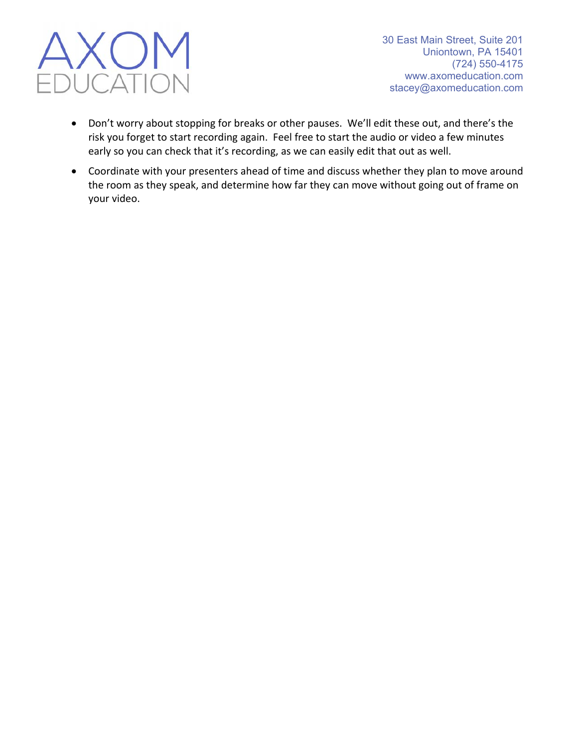- Don't worry about stopping for breaks or other pauses. We'll edit these out, and there's the risk you forget to start recording again. Feel free to start the audio or video a few minutes early so you can check that it's recording, as we can easily edit that out as well.
- Coordinate with your presenters ahead of time and discuss whether they plan to move around the room as they speak, and determine how far they can move without going out of frame on your video.